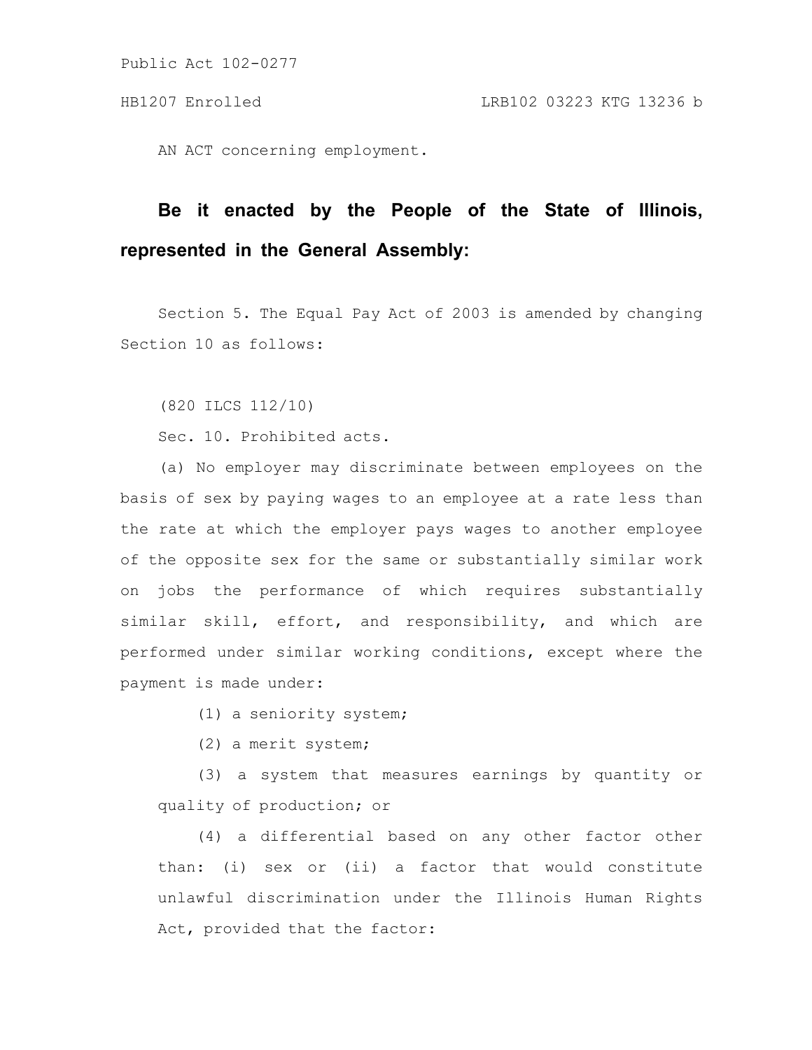Public Act 102-0277

HB1207 Enrolled LRB102 03223 KTG 13236 b

AN ACT concerning employment.

**Be it enacted by the People of the State of Illinois, represented in the General Assembly:**

Section 5. The Equal Pay Act of 2003 is amended by changing Section 10 as follows:

(820 ILCS 112/10)

Sec. 10. Prohibited acts.

(a) No employer may discriminate between employees on the basis of sex by paying wages to an employee at a rate less than the rate at which the employer pays wages to another employee of the opposite sex for the same or substantially similar work on jobs the performance of which requires substantially similar skill, effort, and responsibility, and which are performed under similar working conditions, except where the payment is made under:

(1) a seniority system;

(2) a merit system;

(3) a system that measures earnings by quantity or quality of production; or

(4) a differential based on any other factor other than: (i) sex or (ii) a factor that would constitute unlawful discrimination under the Illinois Human Rights Act, provided that the factor: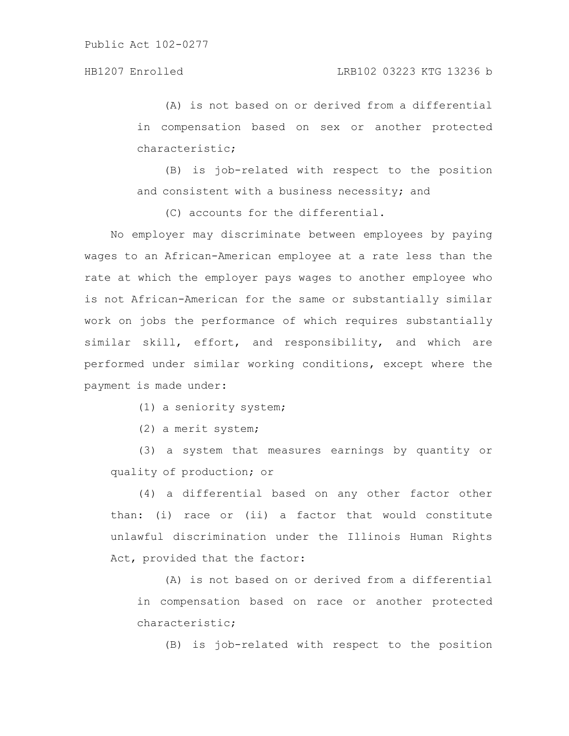(A) is not based on or derived from a differential in compensation based on sex or another protected characteristic;

(B) is job-related with respect to the position and consistent with a business necessity; and

(C) accounts for the differential.

No employer may discriminate between employees by paying wages to an African-American employee at a rate less than the rate at which the employer pays wages to another employee who is not African-American for the same or substantially similar work on jobs the performance of which requires substantially similar skill, effort, and responsibility, and which are performed under similar working conditions, except where the payment is made under:

(1) a seniority system;

(2) a merit system;

(3) a system that measures earnings by quantity or quality of production; or

(4) a differential based on any other factor other than: (i) race or (ii) a factor that would constitute unlawful discrimination under the Illinois Human Rights Act, provided that the factor:

(A) is not based on or derived from a differential in compensation based on race or another protected characteristic;

(B) is job-related with respect to the position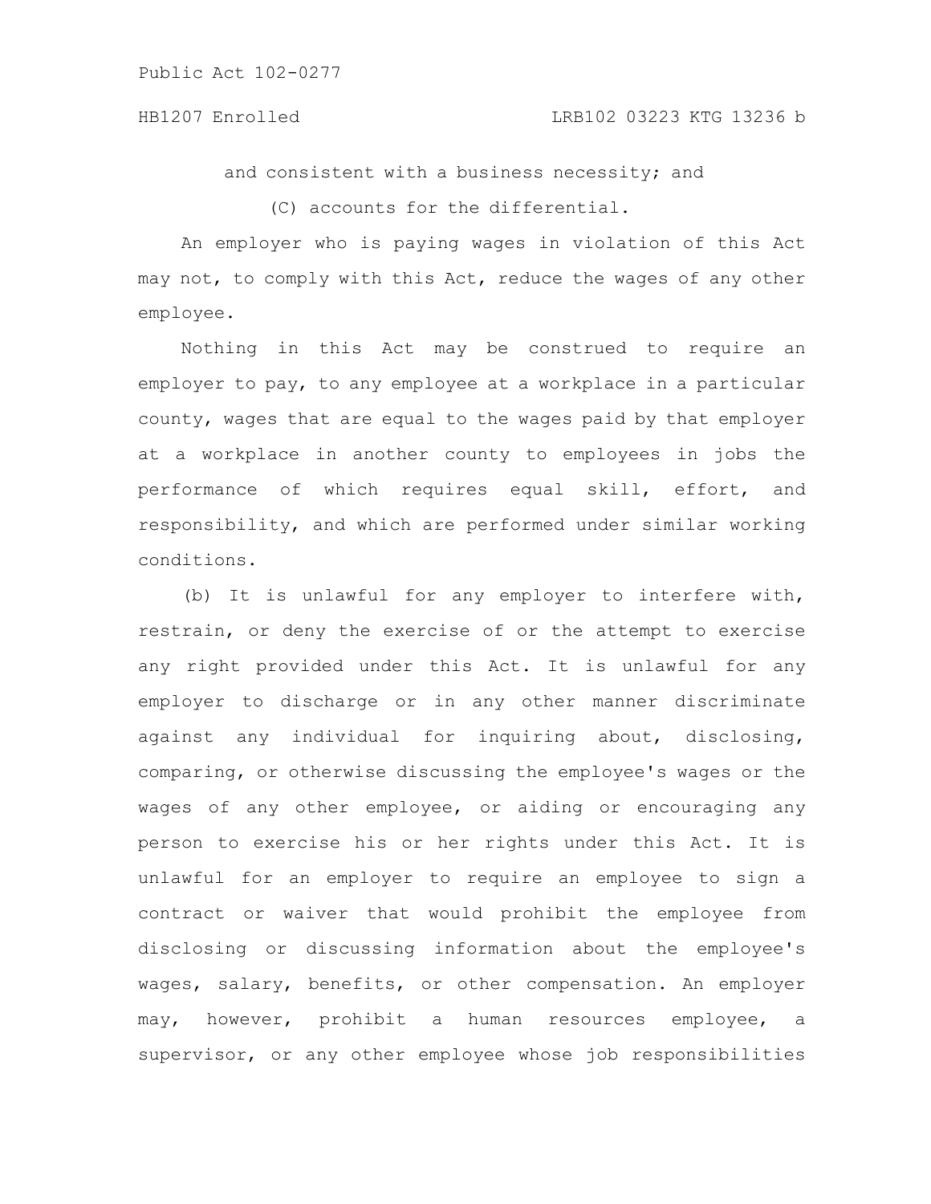and consistent with a business necessity; and

(C) accounts for the differential.

An employer who is paying wages in violation of this Act may not, to comply with this Act, reduce the wages of any other employee.

Nothing in this Act may be construed to require an employer to pay, to any employee at a workplace in a particular county, wages that are equal to the wages paid by that employer at a workplace in another county to employees in jobs the performance of which requires equal skill, effort, and responsibility, and which are performed under similar working conditions.

(b) It is unlawful for any employer to interfere with, restrain, or deny the exercise of or the attempt to exercise any right provided under this Act. It is unlawful for any employer to discharge or in any other manner discriminate against any individual for inquiring about, disclosing, comparing, or otherwise discussing the employee's wages or the wages of any other employee, or aiding or encouraging any person to exercise his or her rights under this Act. It is unlawful for an employer to require an employee to sign a contract or waiver that would prohibit the employee from disclosing or discussing information about the employee's wages, salary, benefits, or other compensation. An employer may, however, prohibit a human resources employee, a supervisor, or any other employee whose job responsibilities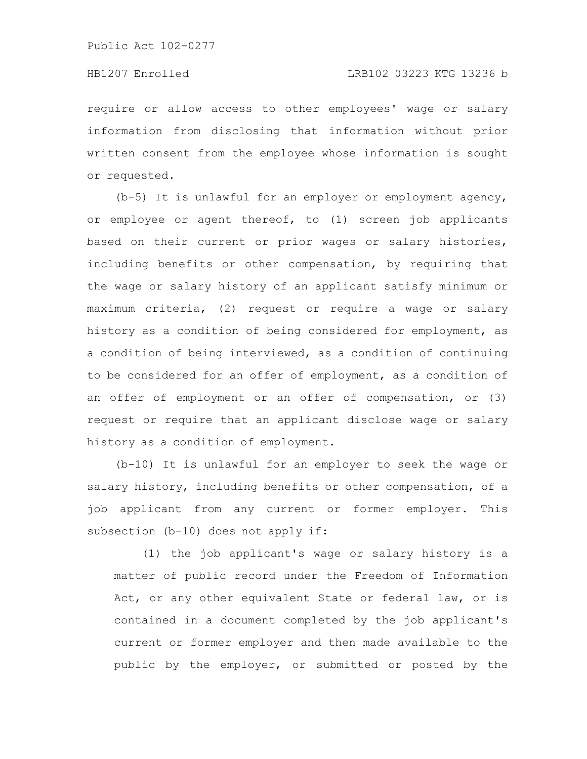require or allow access to other employees' wage or salary information from disclosing that information without prior written consent from the employee whose information is sought or requested.

(b-5) It is unlawful for an employer or employment agency, or employee or agent thereof, to (1) screen job applicants based on their current or prior wages or salary histories, including benefits or other compensation, by requiring that the wage or salary history of an applicant satisfy minimum or maximum criteria, (2) request or require a wage or salary history as a condition of being considered for employment, as a condition of being interviewed, as a condition of continuing to be considered for an offer of employment, as a condition of an offer of employment or an offer of compensation, or (3) request or require that an applicant disclose wage or salary history as a condition of employment.

(b-10) It is unlawful for an employer to seek the wage or salary history, including benefits or other compensation, of a job applicant from any current or former employer. This subsection (b-10) does not apply if:

(1) the job applicant's wage or salary history is a matter of public record under the Freedom of Information Act, or any other equivalent State or federal law, or is contained in a document completed by the job applicant's current or former employer and then made available to the public by the employer, or submitted or posted by the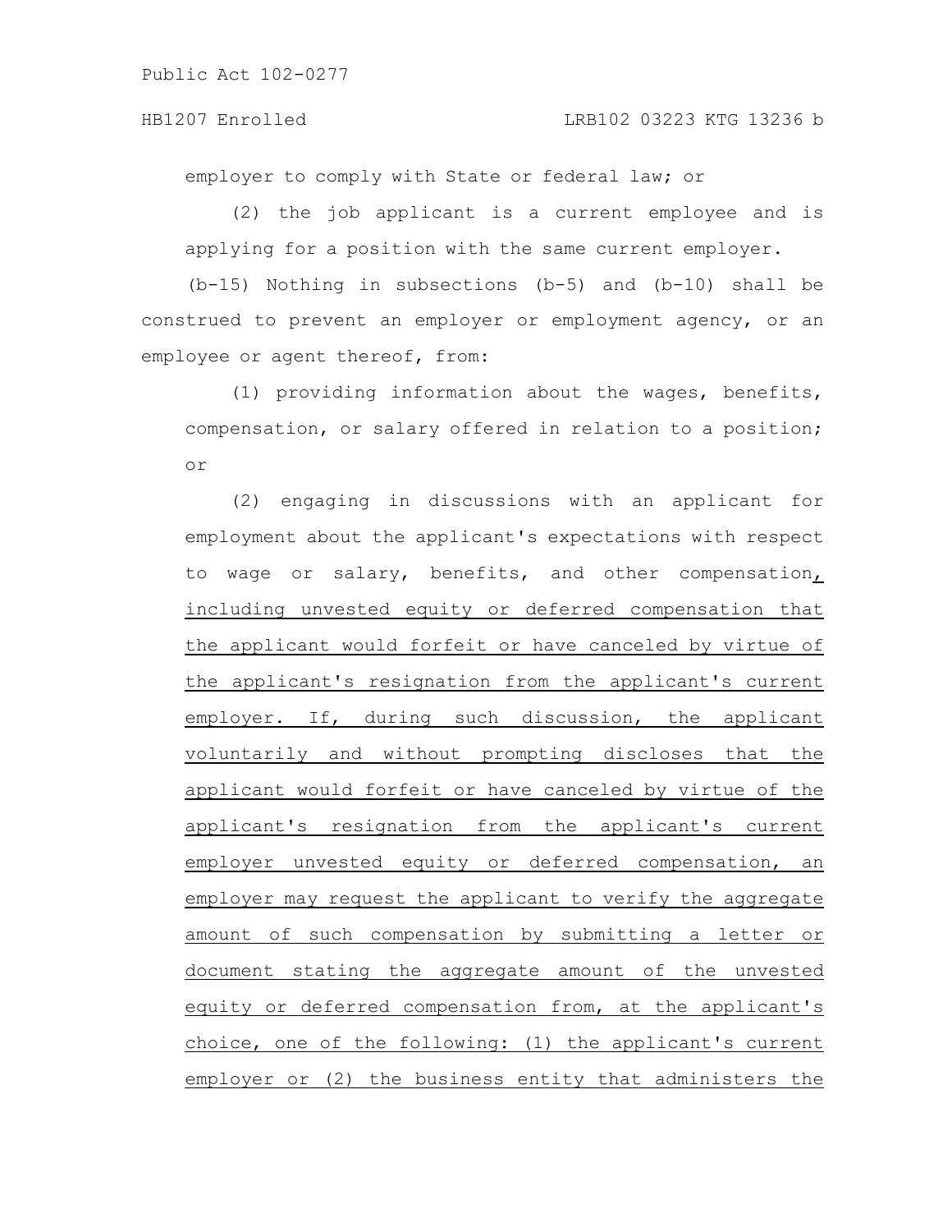employer to comply with State or federal law; or

(2) the job applicant is a current employee and is applying for a position with the same current employer.

(b-15) Nothing in subsections (b-5) and (b-10) shall be construed to prevent an employer or employment agency, or an employee or agent thereof, from:

(1) providing information about the wages, benefits, compensation, or salary offered in relation to a position; or

(2) engaging in discussions with an applicant for employment about the applicant's expectations with respect to wage or salary, benefits, and other compensation, including unvested equity or deferred compensation that the applicant would forfeit or have canceled by virtue of the applicant's resignation from the applicant's current employer. If, during such discussion, the applicant voluntarily and without prompting discloses that the applicant would forfeit or have canceled by virtue of the applicant's resignation from the applicant's current employer unvested equity or deferred compensation, an employer may request the applicant to verify the aggregate amount of such compensation by submitting a letter or document stating the aggregate amount of the unvested equity or deferred compensation from, at the applicant's choice, one of the following: (1) the applicant's current employer or (2) the business entity that administers the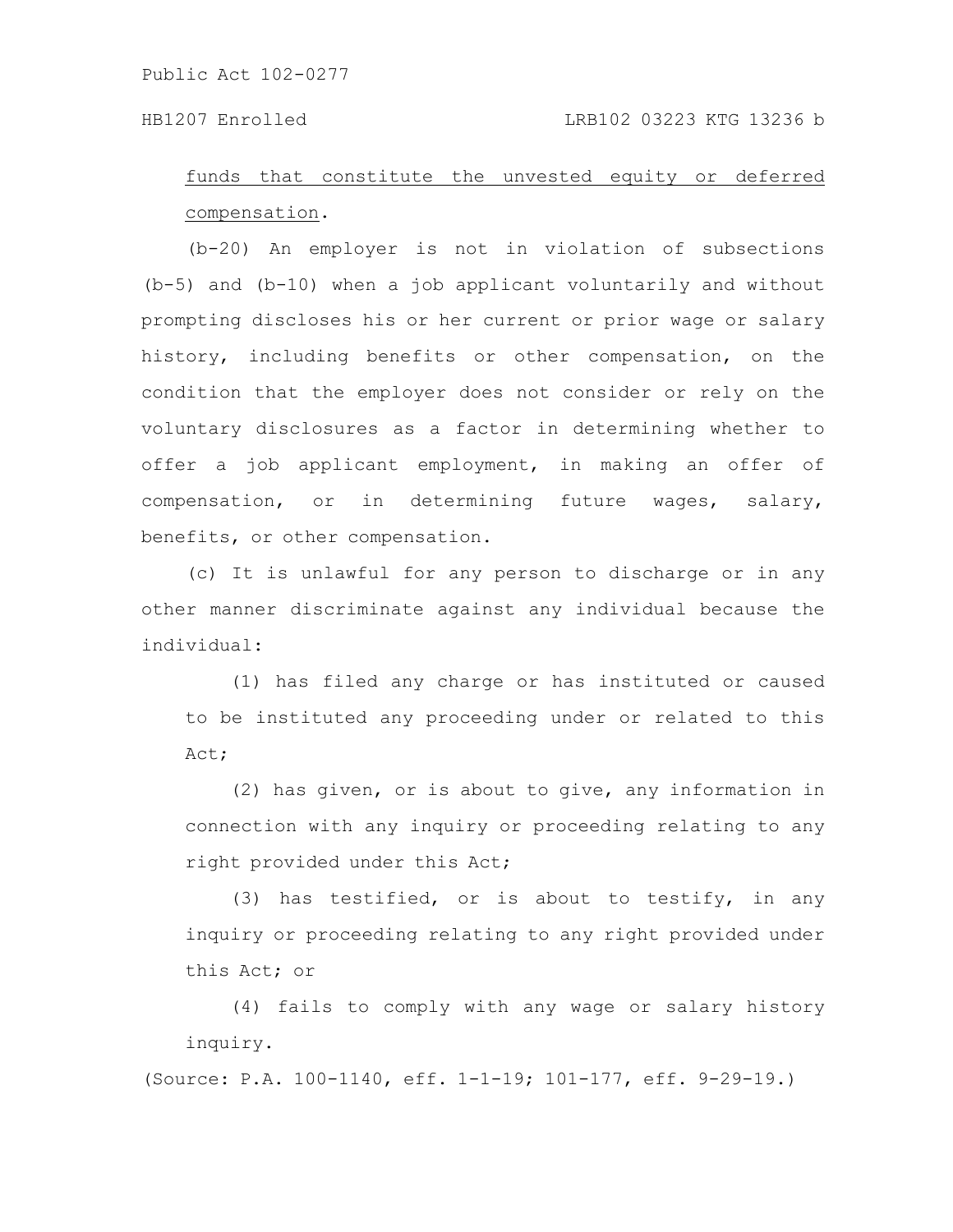funds that constitute the unvested equity or deferred compensation.

(b-20) An employer is not in violation of subsections (b-5) and (b-10) when a job applicant voluntarily and without prompting discloses his or her current or prior wage or salary history, including benefits or other compensation, on the condition that the employer does not consider or rely on the voluntary disclosures as a factor in determining whether to offer a job applicant employment, in making an offer of compensation, or in determining future wages, salary, benefits, or other compensation.

(c) It is unlawful for any person to discharge or in any other manner discriminate against any individual because the individual:

(1) has filed any charge or has instituted or caused to be instituted any proceeding under or related to this Act;

(2) has given, or is about to give, any information in connection with any inquiry or proceeding relating to any right provided under this Act;

(3) has testified, or is about to testify, in any inquiry or proceeding relating to any right provided under this Act; or

(4) fails to comply with any wage or salary history inquiry.

(Source: P.A. 100-1140, eff. 1-1-19; 101-177, eff. 9-29-19.)